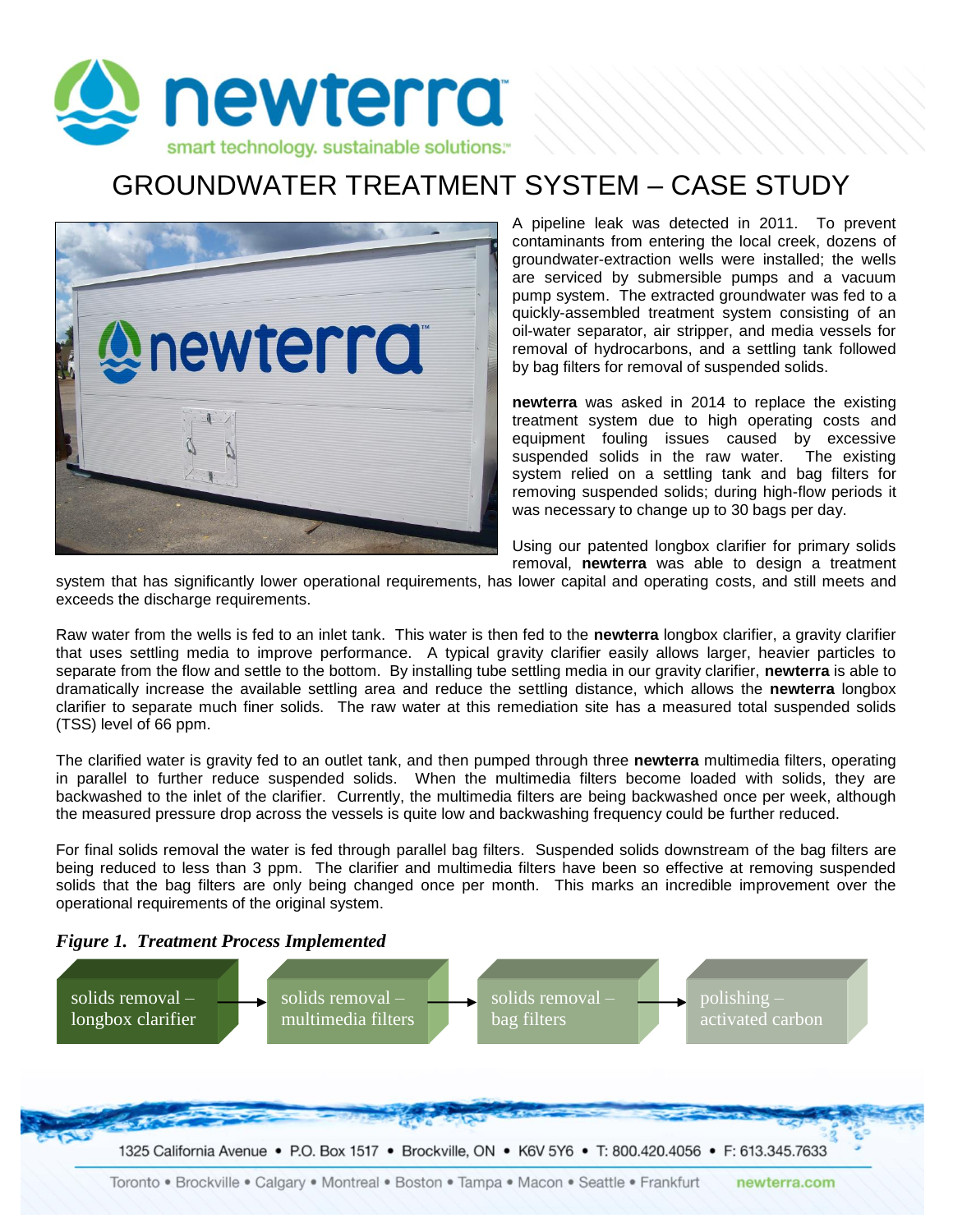# GROUNDWATER TREATMENT SYSTEM – CASE STUDY

A pipeline leak was detected in 2011. To prevent contaminants from entering the local creek, dozens of groundwater-extraction wells were installed; the wells are serviced by submersible pumps and a vacuum pump system. The extracted groundwater was fed to a quickly-assembled treatment system consisting of an oil-water separator, air stripper, and media vessels for removal of hydrocarbons, and a settling tank followed by bag filters for removal of suspended solids.

**newterra** was asked in 2014 to replace the existing treatment system due to high operating costs and equipment fouling issues caused by excessive suspended solids in the raw water. The existing system relied on a settling tank and bag filters for removing suspended solids; during high-flow periods it was necessary to change up to 30 bags per day.

Using our patented longbox clarifier for primary solids removal, **newterra** was able to design a treatment system that has significantly lower operational requirements, has lower capital and operating costs, and still meets and exceeds the discharge requirements.

Raw water from the wells is fed to an inlet tank. This water is then fed to the **newterra** longbox clarifier, a gravity clarifier that uses settling media to improve performance. A typical gravity clarifier easily allows larger, heavier particles to separate from the flow and settle to the bottom. By installing tube settling media in our gravity clarifier, **newterra** is able to dramatically increase the available settling area and reduce the settling distance, which allows the **newterra** longbox clarifier to separate much finer solids. The raw water at this remediation site has a measured total suspended solids (TSS) level of 66 ppm.

The clarified water is gravity fed to an outlet tank, and then pumped through three **newterra** multimedia filters, operating in parallel to further reduce suspended solids. When the multimedia filters become loaded with solids, they are backwashed to the inlet of the clarifier. Currently, the multimedia filters are being backwashed once per week, although the measured pressure drop across the vessels is quite low and backwashing frequency could be further reduced.

For final solids removal the water is fed through parallel bag filters. Suspended solids downstream of the bag filters are being reduced to less than 3 ppm. The clarifier and multimedia filters have been so effective at removing suspended solids that the bag filters are only being changed once per month. This marks an incredible improvement over the operational requirements of the original system.

***Figure 1. Treatment Process Implemented***

solids removal – longbox clarifier → solids removal – multimedia filters → solids removal – bag filters → polishing – activated carbon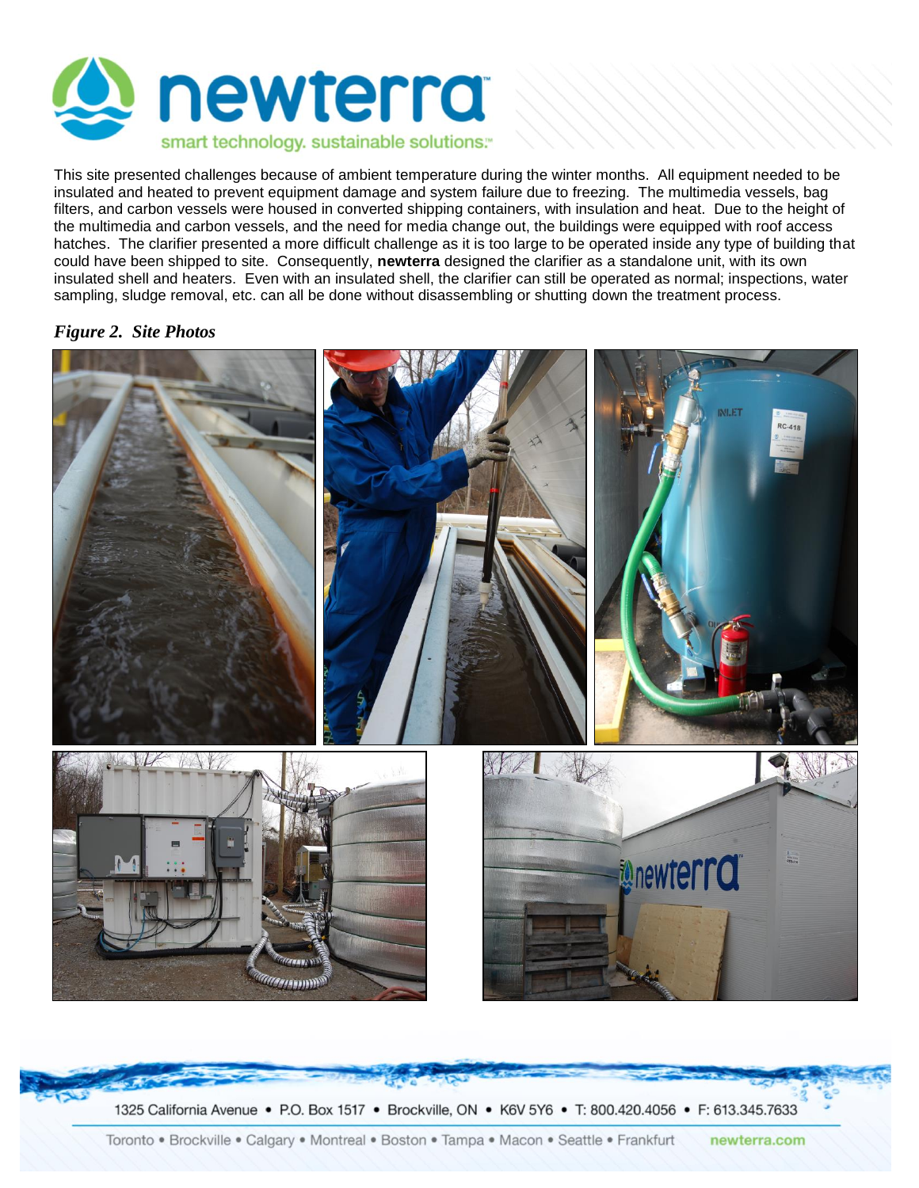This site presented challenges because of ambient temperature during the winter months. All equipment needed to be insulated and heated to prevent equipment damage and system failure due to freezing. The multimedia vessels, bag filters, and carbon vessels were housed in converted shipping containers, with insulation and heat. Due to the height of the multimedia and carbon vessels, and the need for media change out, the buildings were equipped with roof access hatches. The clarifier presented a more difficult challenge as it is too large to be operated inside any type of building that could have been shipped to site. Consequently, **newterra** designed the clarifier as a standalone unit, with its own insulated shell and heaters. Even with an insulated shell, the clarifier can still be operated as normal; inspections, water sampling, sludge removal, etc. can all be done without disassembling or shutting down the treatment process.

***Figure 2. Site Photos***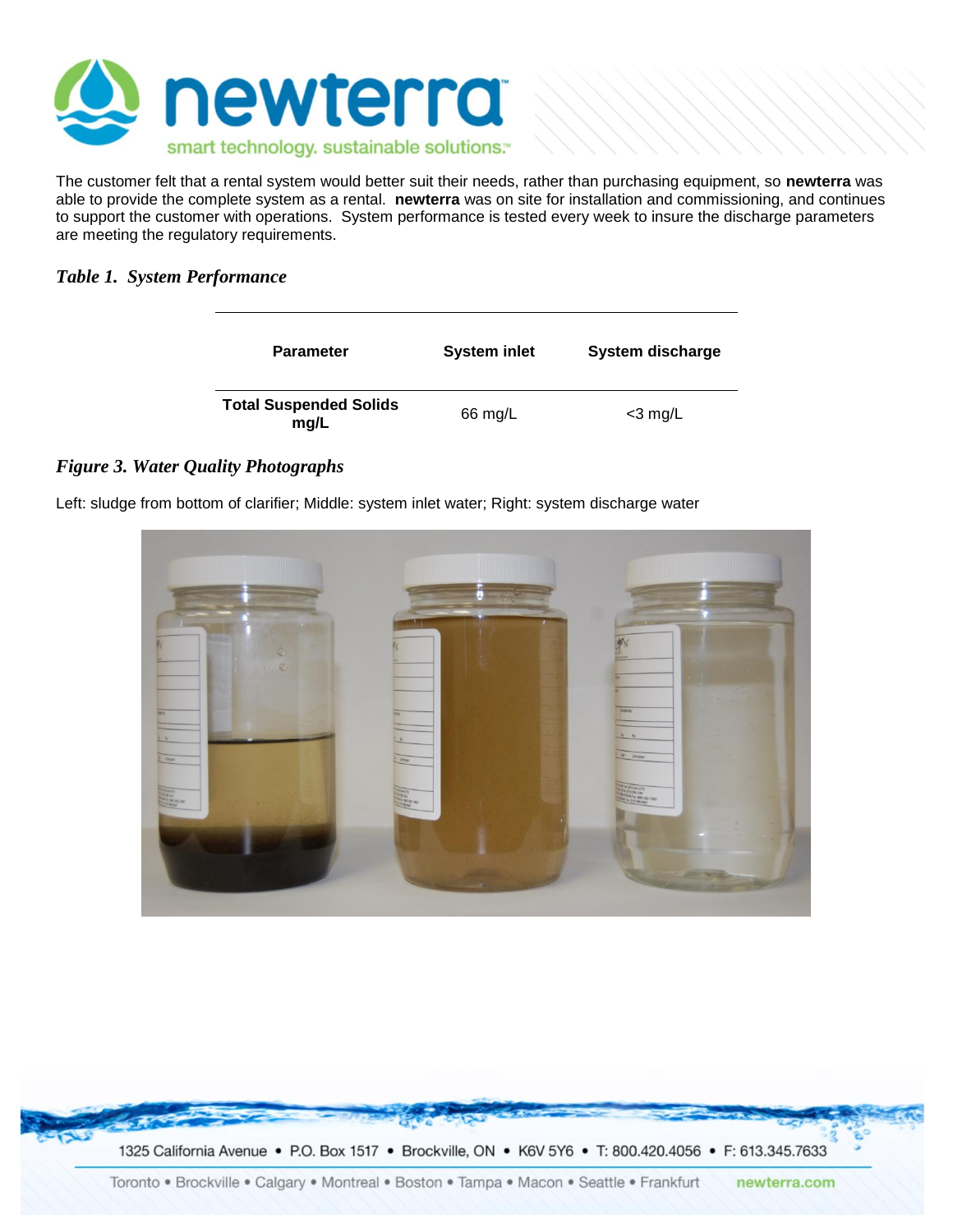The customer felt that a rental system would better suit their needs, rather than purchasing equipment, so **newterra** was able to provide the complete system as a rental. **newterra** was on site for installation and commissioning, and continues to support the customer with operations. System performance is tested every week to insure the discharge parameters are meeting the regulatory requirements.

### *Table 1. System Performance*

| Parameter | System inlet | System discharge |
|---|---|---|
| **Total Suspended Solids mg/L** | 66 mg/L | <3 mg/L |

### *Figure 3. Water Quality Photographs*

Left: sludge from bottom of clarifier; Middle: system inlet water; Right: system discharge water